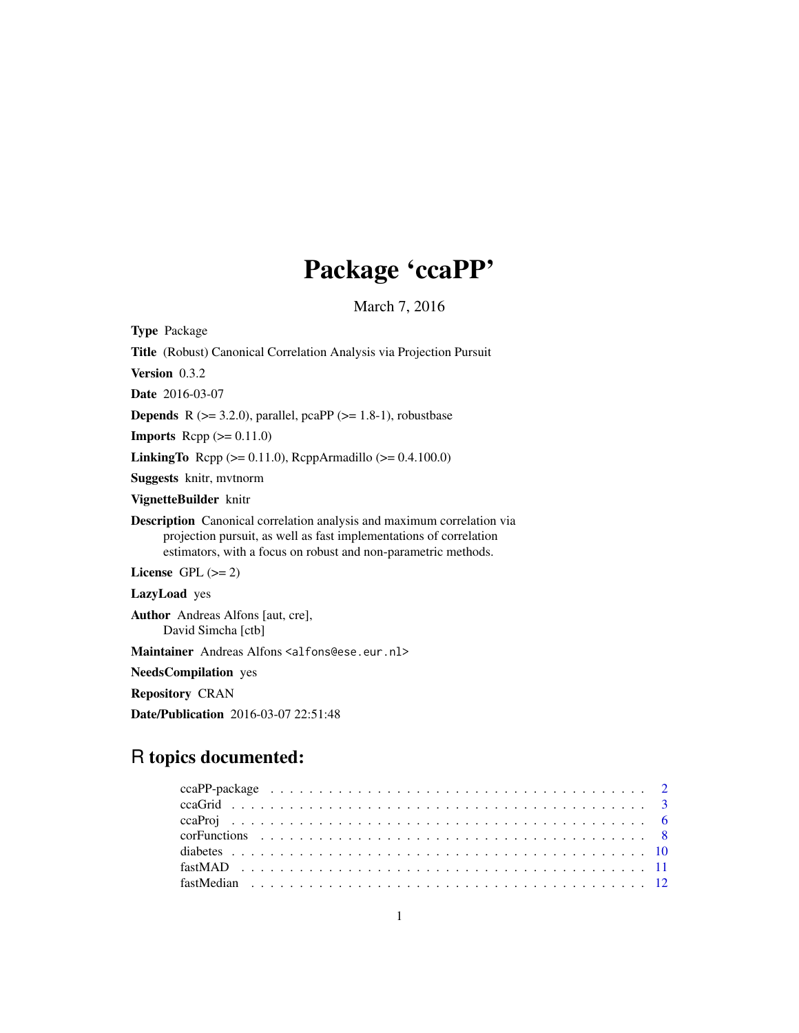# Package 'ccaPP'

March 7, 2016

**Type** Package

**Title** (Robust) Canonical Correlation Analysis via Projection Pursuit

**Version** 0.3.2

**Date** 2016-03-07

**Depends** R (>= 3.2.0), parallel, pcaPP (>= 1.8-1), robustbase

**Imports** Rcpp (>= 0.11.0)

**LinkingTo** Rcpp (>= 0.11.0), RcppArmadillo (>= 0.4.100.0)

**Suggests** knitr, mvtnorm

**VignetteBuilder** knitr

**Description** Canonical correlation analysis and maximum correlation via projection pursuit, as well as fast implementations of correlation estimators, with a focus on robust and non-parametric methods.

**License** GPL (>= 2)

**LazyLoad** yes

**Author** Andreas Alfons [aut, cre], David Simcha [ctb]

**Maintainer** Andreas Alfons <alfons@ese.eur.nl>

**NeedsCompilation** yes

**Repository** CRAN

**Date/Publication** 2016-03-07 22:51:48

## R topics documented:

- ccaPP-package . . . . . . . . . . . . . . . . . . . . . . . . . . . . . . . . . . . . . . 2
- ccaGrid . . . . . . . . . . . . . . . . . . . . . . . . . . . . . . . . . . . . . . . . . . 3
- ccaProj . . . . . . . . . . . . . . . . . . . . . . . . . . . . . . . . . . . . . . . . . . 6
- corFunctions . . . . . . . . . . . . . . . . . . . . . . . . . . . . . . . . . . . . . . . 8
- diabetes . . . . . . . . . . . . . . . . . . . . . . . . . . . . . . . . . . . . . . . . . 10
- fastMAD . . . . . . . . . . . . . . . . . . . . . . . . . . . . . . . . . . . . . . . . . 11
- fastMedian . . . . . . . . . . . . . . . . . . . . . . . . . . . . . . . . . . . . . . . 12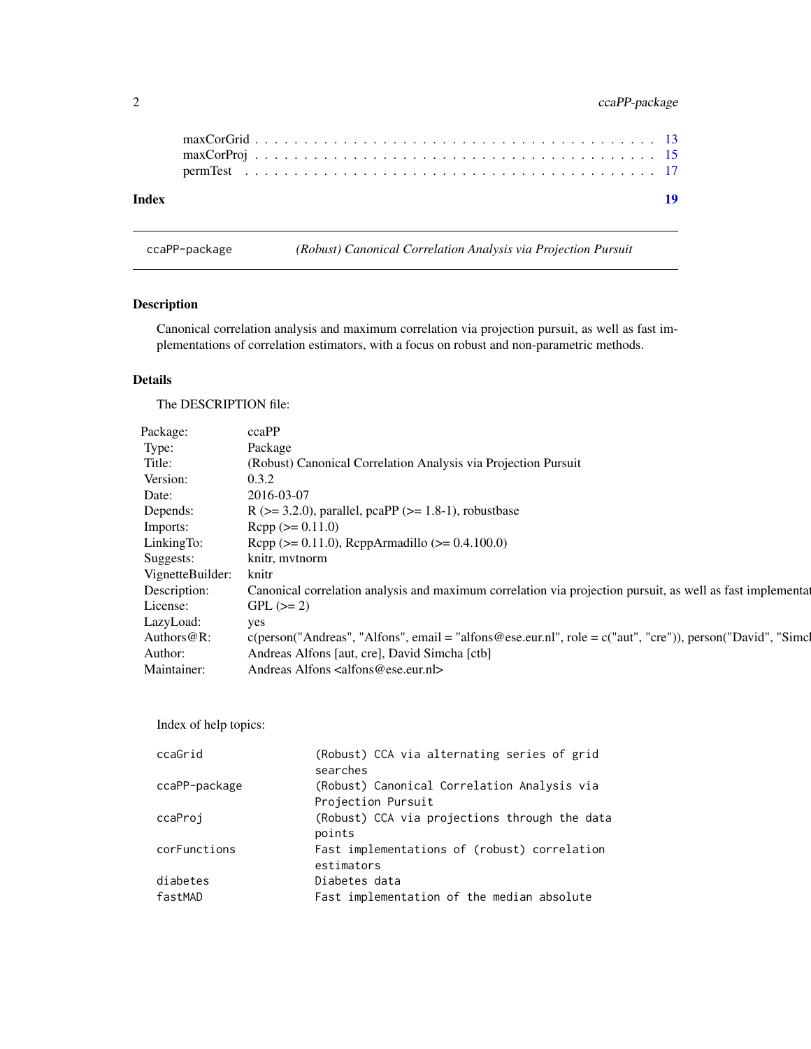maxCorGrid . . . . . . . . . . . . . . . . . . . . . . . . . . . . . . . . . . . . . . . 13
maxCorProj . . . . . . . . . . . . . . . . . . . . . . . . . . . . . . . . . . . . . . . 15
permTest . . . . . . . . . . . . . . . . . . . . . . . . . . . . . . . . . . . . . . . . 17

**Index** **19**

---

ccaPP-package *(Robust) Canonical Correlation Analysis via Projection Pursuit*

---

## Description

Canonical correlation analysis and maximum correlation via projection pursuit, as well as fast implementations of correlation estimators, with a focus on robust and non-parametric methods.

## Details

The DESCRIPTION file:

| | |
|---|---|
| Package: | ccaPP |
| Type: | Package |
| Title: | (Robust) Canonical Correlation Analysis via Projection Pursuit |
| Version: | 0.3.2 |
| Date: | 2016-03-07 |
| Depends: | R (>= 3.2.0), parallel, pcaPP (>= 1.8-1), robustbase |
| Imports: | Rcpp (>= 0.11.0) |
| LinkingTo: | Rcpp (>= 0.11.0), RcppArmadillo (>= 0.4.100.0) |
| Suggests: | knitr, mvtnorm |
| VignetteBuilder: | knitr |
| Description: | Canonical correlation analysis and maximum correlation via projection pursuit, as well as fast implementat |
| License: | GPL (>= 2) |
| LazyLoad: | yes |
| Authors@R: | c(person("Andreas", "Alfons", email = "alfons@ese.eur.nl", role = c("aut", "cre")), person("David", "Simc |
| Author: | Andreas Alfons [aut, cre], David Simcha [ctb] |
| Maintainer: | Andreas Alfons <alfons@ese.eur.nl> |

Index of help topics:

```
ccaGrid                 (Robust) CCA via alternating series of grid
                        searches
ccaPP-package           (Robust) Canonical Correlation Analysis via
                        Projection Pursuit
ccaProj                 (Robust) CCA via projections through the data
                        points
corFunctions            Fast implementations of (robust) correlation
                        estimators
diabetes                Diabetes data
fastMAD                 Fast implementation of the median absolute
```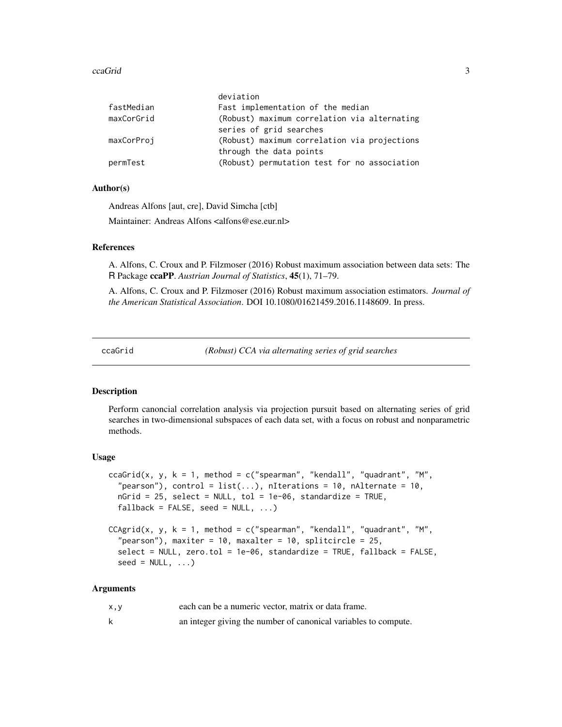| | |
|---|---|
| | deviation |
| fastMedian | Fast implementation of the median |
| maxCorGrid | (Robust) maximum correlation via alternating series of grid searches |
| maxCorProj | (Robust) maximum correlation via projections through the data points |
| permTest | (Robust) permutation test for no association |

### Author(s)

Andreas Alfons [aut, cre], David Simcha [ctb]

Maintainer: Andreas Alfons <alfons@ese.eur.nl>

### References

A. Alfons, C. Croux and P. Filzmoser (2016) Robust maximum association between data sets: The R Package **ccaPP**. *Austrian Journal of Statistics*, **45**(1), 71–79.

A. Alfons, C. Croux and P. Filzmoser (2016) Robust maximum association estimators. *Journal of the American Statistical Association*. DOI 10.1080/01621459.2016.1148609. In press.

---

## ccaGrid — *(Robust) CCA via alternating series of grid searches*

---

### Description

Perform canoncial correlation analysis via projection pursuit based on alternating series of grid searches in two-dimensional subspaces of each data set, with a focus on robust and nonparametric methods.

### Usage

```
ccaGrid(x, y, k = 1, method = c("spearman", "kendall", "quadrant", "M",
  "pearson"), control = list(...), nIterations = 10, nAlternate = 10,
  nGrid = 25, select = NULL, tol = 1e-06, standardize = TRUE,
  fallback = FALSE, seed = NULL, ...)

CCAgrid(x, y, k = 1, method = c("spearman", "kendall", "quadrant", "M",
  "pearson"), maxiter = 10, maxalter = 10, splitcircle = 25,
  select = NULL, zero.tol = 1e-06, standardize = TRUE, fallback = FALSE,
  seed = NULL, ...)
```

### Arguments

| | |
|---|---|
| x,y | each can be a numeric vector, matrix or data frame. |
| k | an integer giving the number of canonical variables to compute. |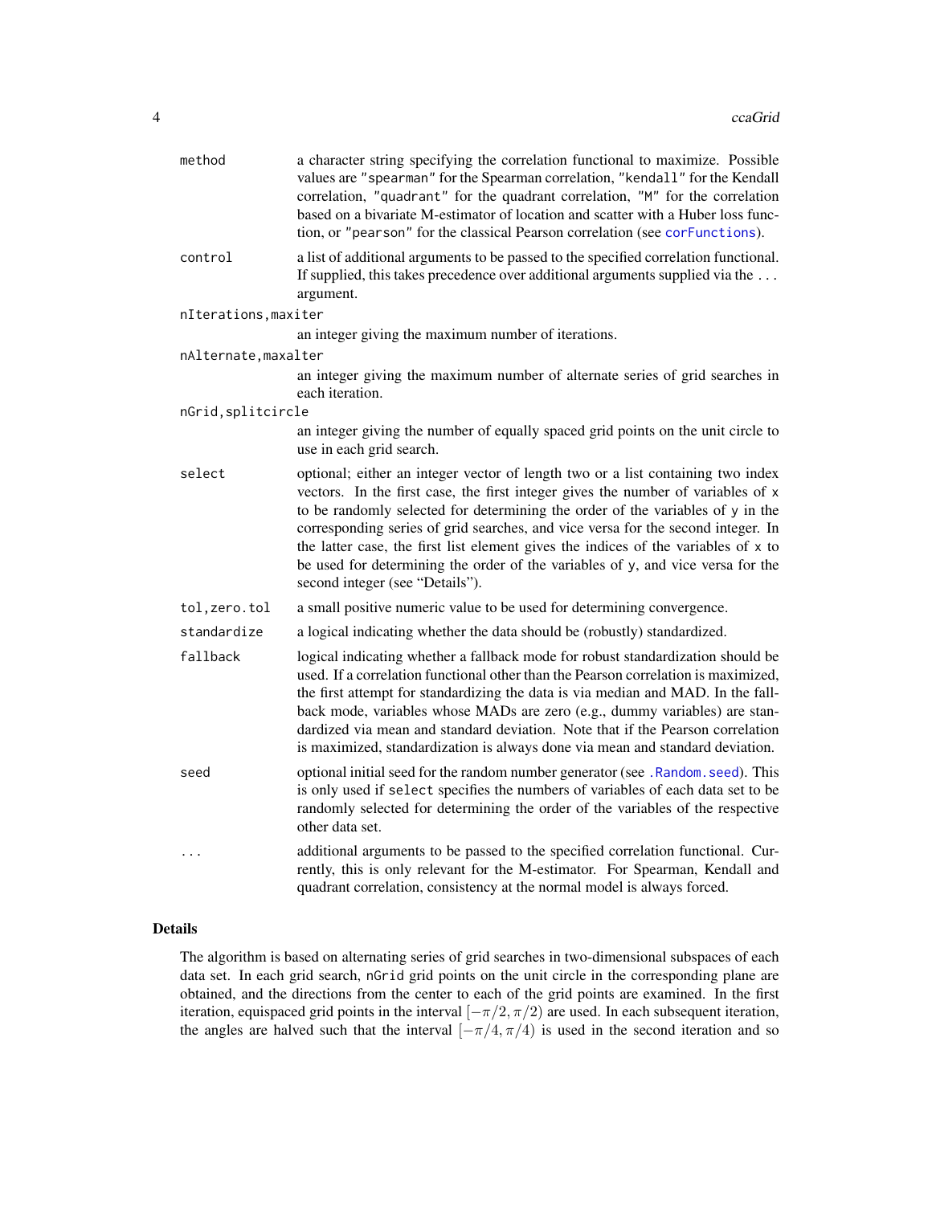`method` a character string specifying the correlation functional to maximize. Possible values are `"spearman"` for the Spearman correlation, `"kendall"` for the Kendall correlation, `"quadrant"` for the quadrant correlation, `"M"` for the correlation based on a bivariate M-estimator of location and scatter with a Huber loss function, or `"pearson"` for the classical Pearson correlation (see `corFunctions`).

`control` a list of additional arguments to be passed to the specified correlation functional. If supplied, this takes precedence over additional arguments supplied via the `...` argument.

`nIterations, maxiter`
an integer giving the maximum number of iterations.

`nAlternate, maxalter`
an integer giving the maximum number of alternate series of grid searches in each iteration.

`nGrid, splitcircle`
an integer giving the number of equally spaced grid points on the unit circle to use in each grid search.

`select` optional; either an integer vector of length two or a list containing two index vectors. In the first case, the first integer gives the number of variables of `x` to be randomly selected for determining the order of the variables of `y` in the corresponding series of grid searches, and vice versa for the second integer. In the latter case, the first list element gives the indices of the variables of `x` to be used for determining the order of the variables of `y`, and vice versa for the second integer (see "Details").

`tol, zero.tol` a small positive numeric value to be used for determining convergence.

`standardize` a logical indicating whether the data should be (robustly) standardized.

`fallback` logical indicating whether a fallback mode for robust standardization should be used. If a correlation functional other than the Pearson correlation is maximized, the first attempt for standardizing the data is via median and MAD. In the fallback mode, variables whose MADs are zero (e.g., dummy variables) are standardized via mean and standard deviation. Note that if the Pearson correlation is maximized, standardization is always done via mean and standard deviation.

`seed` optional initial seed for the random number generator (see `.Random.seed`). This is only used if `select` specifies the numbers of variables of each data set to be randomly selected for determining the order of the variables of the respective other data set.

`...` additional arguments to be passed to the specified correlation functional. Currently, this is only relevant for the M-estimator. For Spearman, Kendall and quadrant correlation, consistency at the normal model is always forced.

## Details

The algorithm is based on alternating series of grid searches in two-dimensional subspaces of each data set. In each grid search, `nGrid` grid points on the unit circle in the corresponding plane are obtained, and the directions from the center to each of the grid points are examined. In the first iteration, equispaced grid points in the interval $[-\pi/2, \pi/2)$ are used. In each subsequent iteration, the angles are halved such that the interval $[-\pi/4, \pi/4)$ is used in the second iteration and so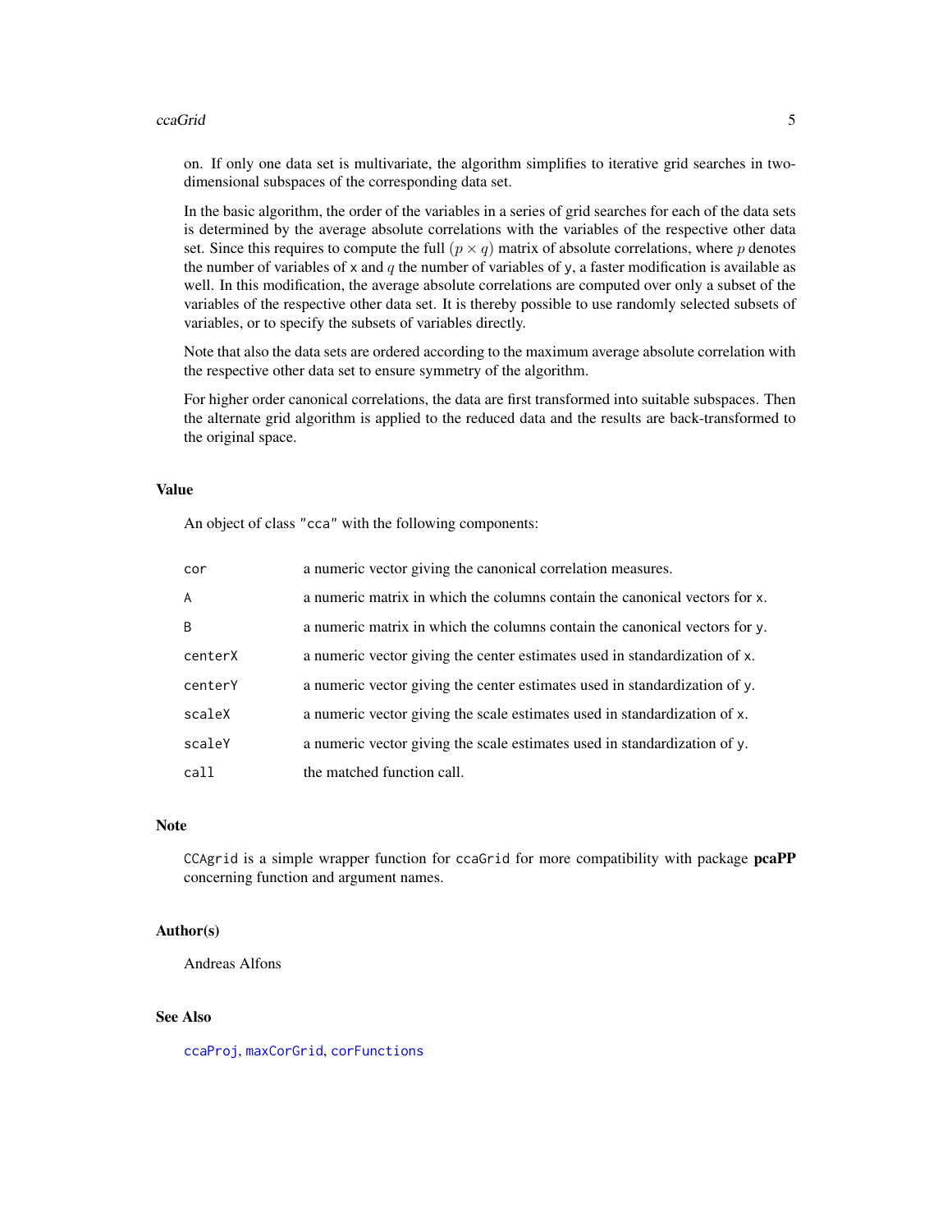on. If only one data set is multivariate, the algorithm simplifies to iterative grid searches in two-dimensional subspaces of the corresponding data set.

In the basic algorithm, the order of the variables in a series of grid searches for each of the data sets is determined by the average absolute correlations with the variables of the respective other data set. Since this requires to compute the full $(p \times q)$ matrix of absolute correlations, where $p$ denotes the number of variables of `x` and $q$ the number of variables of `y`, a faster modification is available as well. In this modification, the average absolute correlations are computed over only a subset of the variables of the respective other data set. It is thereby possible to use randomly selected subsets of variables, or to specify the subsets of variables directly.

Note that also the data sets are ordered according to the maximum average absolute correlation with the respective other data set to ensure symmetry of the algorithm.

For higher order canonical correlations, the data are first transformed into suitable subspaces. Then the alternate grid algorithm is applied to the reduced data and the results are back-transformed to the original space.

### Value

An object of class `"cca"` with the following components:

| | |
|---|---|
| `cor` | a numeric vector giving the canonical correlation measures. |
| `A` | a numeric matrix in which the columns contain the canonical vectors for `x`. |
| `B` | a numeric matrix in which the columns contain the canonical vectors for `y`. |
| `centerX` | a numeric vector giving the center estimates used in standardization of `x`. |
| `centerY` | a numeric vector giving the center estimates used in standardization of `y`. |
| `scaleX` | a numeric vector giving the scale estimates used in standardization of `x`. |
| `scaleY` | a numeric vector giving the scale estimates used in standardization of `y`. |
| `call` | the matched function call. |

### Note

`CCAgrid` is a simple wrapper function for `ccaGrid` for more compatibility with package **pcaPP** concerning function and argument names.

### Author(s)

Andreas Alfons

### See Also

`ccaProj`, `maxCorGrid`, `corFunctions`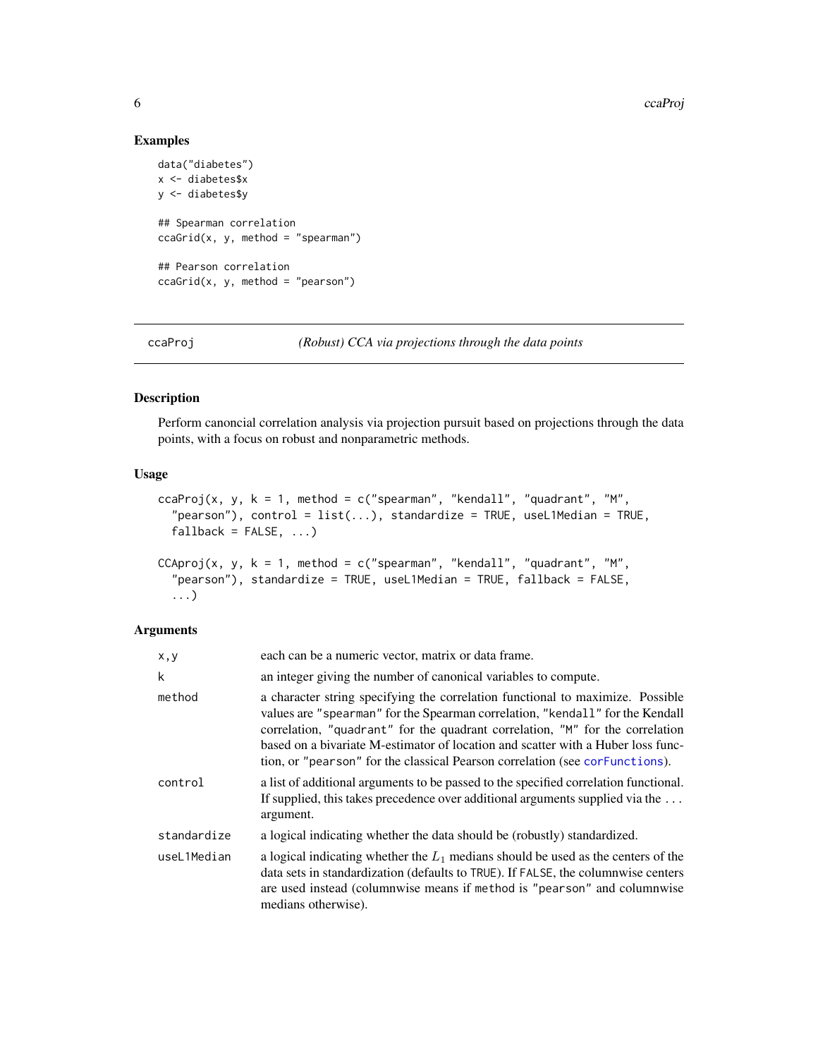## Examples

```
data("diabetes")
x <- diabetes$x
y <- diabetes$y

## Spearman correlation
ccaGrid(x, y, method = "spearman")

## Pearson correlation
ccaGrid(x, y, method = "pearson")
```

---

ccaProj *(Robust) CCA via projections through the data points*

---

### Description

Perform canoncial correlation analysis via projection pursuit based on projections through the data points, with a focus on robust and nonparametric methods.

### Usage

```
ccaProj(x, y, k = 1, method = c("spearman", "kendall", "quadrant", "M",
  "pearson"), control = list(...), standardize = TRUE, useL1Median = TRUE,
  fallback = FALSE, ...)

CCAproj(x, y, k = 1, method = c("spearman", "kendall", "quadrant", "M",
  "pearson"), standardize = TRUE, useL1Median = TRUE, fallback = FALSE,
  ...)
```

### Arguments

| | |
|---|---|
| x,y | each can be a numeric vector, matrix or data frame. |
| k | an integer giving the number of canonical variables to compute. |
| method | a character string specifying the correlation functional to maximize. Possible values are "spearman" for the Spearman correlation, "kendall" for the Kendall correlation, "quadrant" for the quadrant correlation, "M" for the correlation based on a bivariate M-estimator of location and scatter with a Huber loss function, or "pearson" for the classical Pearson correlation (see corFunctions). |
| control | a list of additional arguments to be passed to the specified correlation functional. If supplied, this takes precedence over additional arguments supplied via the ... argument. |
| standardize | a logical indicating whether the data should be (robustly) standardized. |
| useL1Median | a logical indicating whether the $L_1$ medians should be used as the centers of the data sets in standardization (defaults to TRUE). If FALSE, the columnwise centers are used instead (columnwise means if method is "pearson" and columnwise medians otherwise). |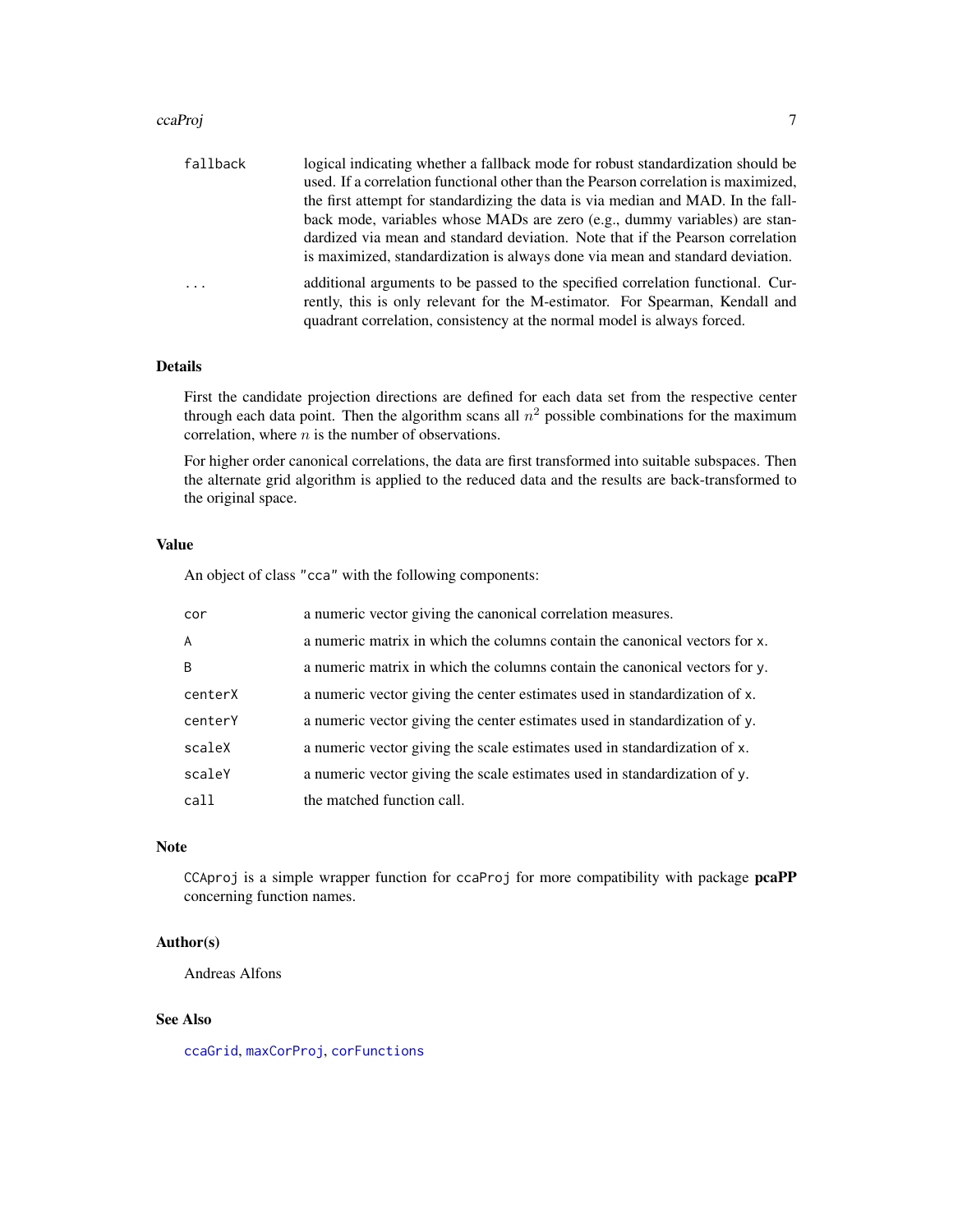| | |
|---|---|
| `fallback` | logical indicating whether a fallback mode for robust standardization should be used. If a correlation functional other than the Pearson correlation is maximized, the first attempt for standardizing the data is via median and MAD. In the fallback mode, variables whose MADs are zero (e.g., dummy variables) are standardized via mean and standard deviation. Note that if the Pearson correlation is maximized, standardization is always done via mean and standard deviation. |
| `...` | additional arguments to be passed to the specified correlation functional. Currently, this is only relevant for the M-estimator. For Spearman, Kendall and quadrant correlation, consistency at the normal model is always forced. |

### Details

First the candidate projection directions are defined for each data set from the respective center through each data point. Then the algorithm scans all $n^2$ possible combinations for the maximum correlation, where $n$ is the number of observations.

For higher order canonical correlations, the data are first transformed into suitable subspaces. Then the alternate grid algorithm is applied to the reduced data and the results are back-transformed to the original space.

### Value

An object of class `"cca"` with the following components:

| | |
|---|---|
| `cor` | a numeric vector giving the canonical correlation measures. |
| `A` | a numeric matrix in which the columns contain the canonical vectors for `x`. |
| `B` | a numeric matrix in which the columns contain the canonical vectors for `y`. |
| `centerX` | a numeric vector giving the center estimates used in standardization of `x`. |
| `centerY` | a numeric vector giving the center estimates used in standardization of `y`. |
| `scaleX` | a numeric vector giving the scale estimates used in standardization of `x`. |
| `scaleY` | a numeric vector giving the scale estimates used in standardization of `y`. |
| `call` | the matched function call. |

### Note

`CCAproj` is a simple wrapper function for `ccaProj` for more compatibility with package **pcaPP** concerning function names.

### Author(s)

Andreas Alfons

### See Also

`ccaGrid`, `maxCorProj`, `corFunctions`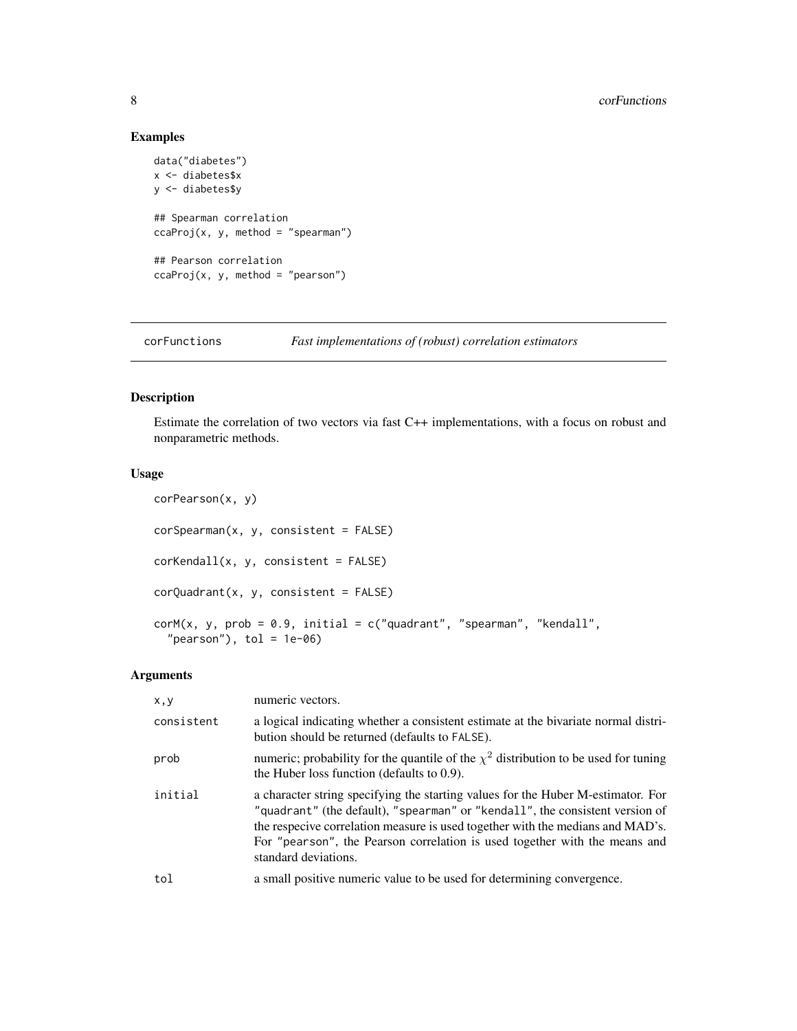## Examples

```
data("diabetes")
x <- diabetes$x
y <- diabetes$y

## Spearman correlation
ccaProj(x, y, method = "spearman")

## Pearson correlation
ccaProj(x, y, method = "pearson")
```

---

corFunctions *Fast implementations of (robust) correlation estimators*

---

## Description

Estimate the correlation of two vectors via fast C++ implementations, with a focus on robust and nonparametric methods.

## Usage

```
corPearson(x, y)

corSpearman(x, y, consistent = FALSE)

corKendall(x, y, consistent = FALSE)

corQuadrant(x, y, consistent = FALSE)

corM(x, y, prob = 0.9, initial = c("quadrant", "spearman", "kendall",
  "pearson"), tol = 1e-06)
```

## Arguments

| | |
|---|---|
| x,y | numeric vectors. |
| consistent | a logical indicating whether a consistent estimate at the bivariate normal distribution should be returned (defaults to FALSE). |
| prob | numeric; probability for the quantile of the $\chi^2$ distribution to be used for tuning the Huber loss function (defaults to 0.9). |
| initial | a character string specifying the starting values for the Huber M-estimator. For "quadrant" (the default), "spearman" or "kendall", the consistent version of the respecive correlation measure is used together with the medians and MAD's. For "pearson", the Pearson correlation is used together with the means and standard deviations. |
| tol | a small positive numeric value to be used for determining convergence. |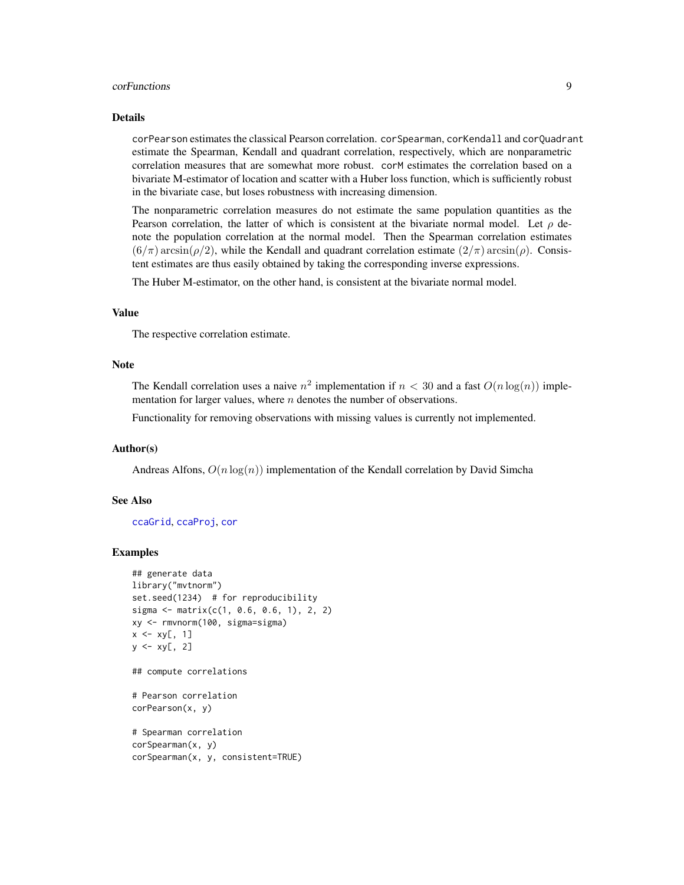## Details

`corPearson` estimates the classical Pearson correlation. `corSpearman`, `corKendall` and `corQuadrant` estimate the Spearman, Kendall and quadrant correlation, respectively, which are nonparametric correlation measures that are somewhat more robust. `corM` estimates the correlation based on a bivariate M-estimator of location and scatter with a Huber loss function, which is sufficiently robust in the bivariate case, but loses robustness with increasing dimension.

The nonparametric correlation measures do not estimate the same population quantities as the Pearson correlation, the latter of which is consistent at the bivariate normal model. Let $\rho$ denote the population correlation at the normal model. Then the Spearman correlation estimates $(6/\pi)\arcsin(\rho/2)$, while the Kendall and quadrant correlation estimate $(2/\pi)\arcsin(\rho)$. Consistent estimates are thus easily obtained by taking the corresponding inverse expressions.

The Huber M-estimator, on the other hand, is consistent at the bivariate normal model.

## Value

The respective correlation estimate.

## Note

The Kendall correlation uses a naive $n^2$ implementation if $n < 30$ and a fast $O(n\log(n))$ implementation for larger values, where $n$ denotes the number of observations.

Functionality for removing observations with missing values is currently not implemented.

## Author(s)

Andreas Alfons, $O(n\log(n))$ implementation of the Kendall correlation by David Simcha

## See Also

`ccaGrid`, `ccaProj`, `cor`

## Examples

```
## generate data
library("mvtnorm")
set.seed(1234)  # for reproducibility
sigma <- matrix(c(1, 0.6, 0.6, 1), 2, 2)
xy <- rmvnorm(100, sigma=sigma)
x <- xy[, 1]
y <- xy[, 2]

## compute correlations

# Pearson correlation
corPearson(x, y)

# Spearman correlation
corSpearman(x, y)
corSpearman(x, y, consistent=TRUE)
```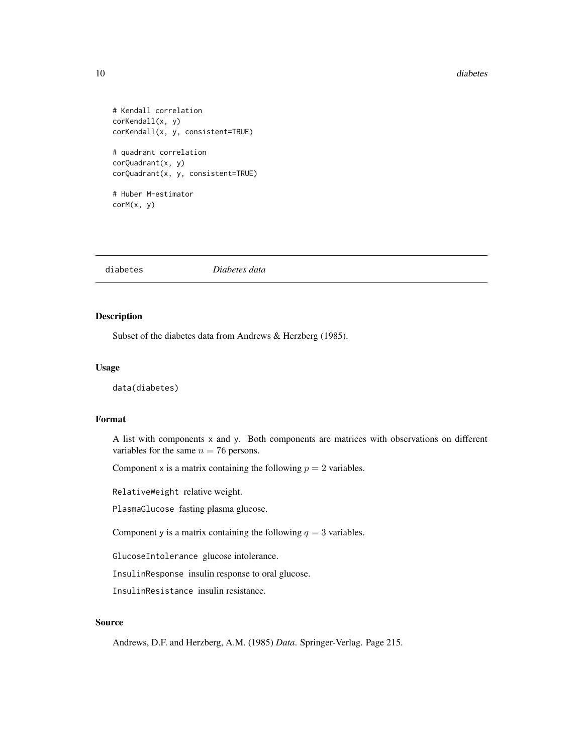```
# Kendall correlation
corKendall(x, y)
corKendall(x, y, consistent=TRUE)

# quadrant correlation
corQuadrant(x, y)
corQuadrant(x, y, consistent=TRUE)

# Huber M-estimator
corM(x, y)
```

## diabetes *Diabetes data*

### Description

Subset of the diabetes data from Andrews & Herzberg (1985).

### Usage

```
data(diabetes)
```

### Format

A list with components x and y. Both components are matrices with observations on different variables for the same $n = 76$ persons.

Component x is a matrix containing the following $p = 2$ variables.

RelativeWeight relative weight.

PlasmaGlucose fasting plasma glucose.

Component y is a matrix containing the following $q = 3$ variables.

GlucoseIntolerance glucose intolerance.

InsulinResponse insulin response to oral glucose.

InsulinResistance insulin resistance.

### Source

Andrews, D.F. and Herzberg, A.M. (1985) *Data*. Springer-Verlag. Page 215.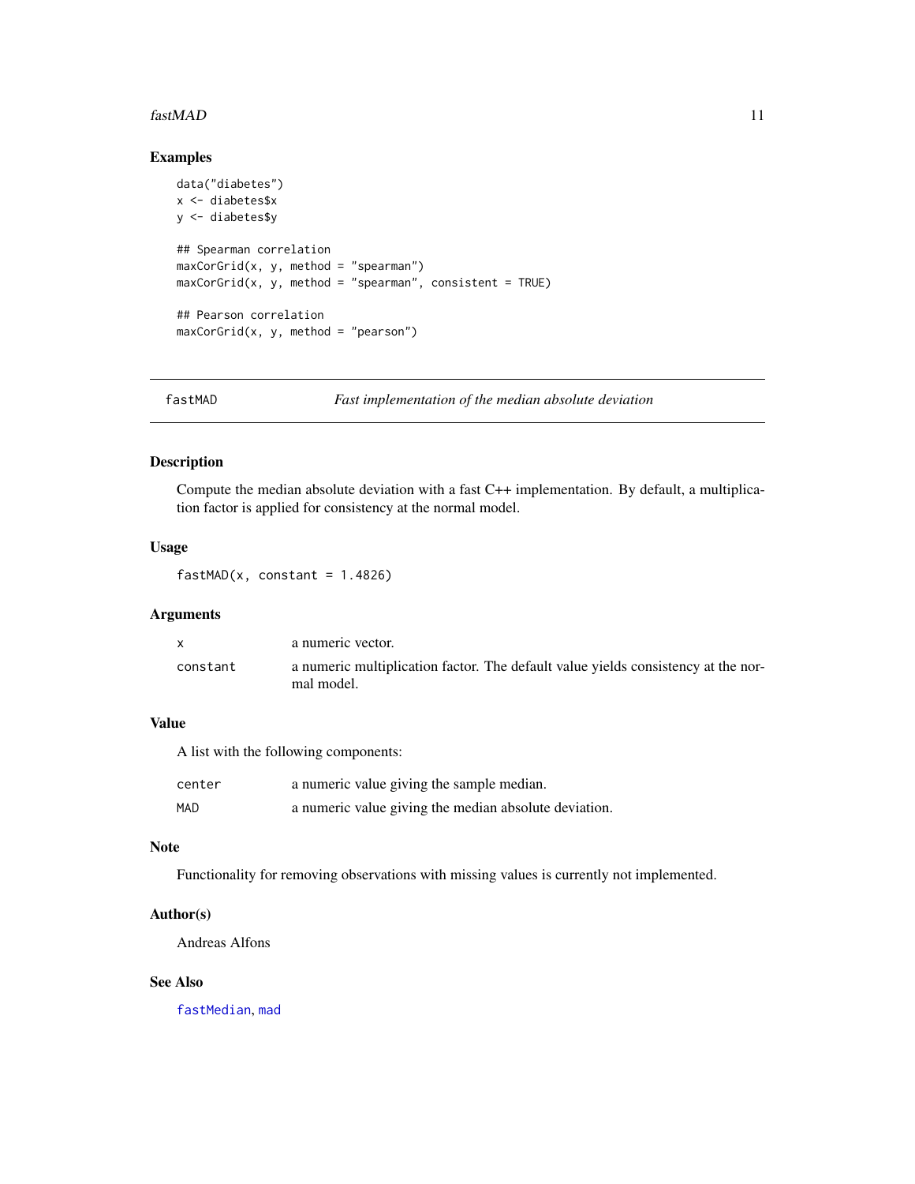## Examples

```
data("diabetes")
x <- diabetes$x
y <- diabetes$y

## Spearman correlation
maxCorGrid(x, y, method = "spearman")
maxCorGrid(x, y, method = "spearman", consistent = TRUE)

## Pearson correlation
maxCorGrid(x, y, method = "pearson")
```

---

# fastMAD — *Fast implementation of the median absolute deviation*

---

## Description

Compute the median absolute deviation with a fast C++ implementation. By default, a multiplication factor is applied for consistency at the normal model.

## Usage

```
fastMAD(x, constant = 1.4826)
```

## Arguments

| | |
|---|---|
| `x` | a numeric vector. |
| `constant` | a numeric multiplication factor. The default value yields consistency at the normal model. |

## Value

A list with the following components:

| | |
|---|---|
| `center` | a numeric value giving the sample median. |
| `MAD` | a numeric value giving the median absolute deviation. |

## Note

Functionality for removing observations with missing values is currently not implemented.

## Author(s)

Andreas Alfons

## See Also

`fastMedian`, `mad`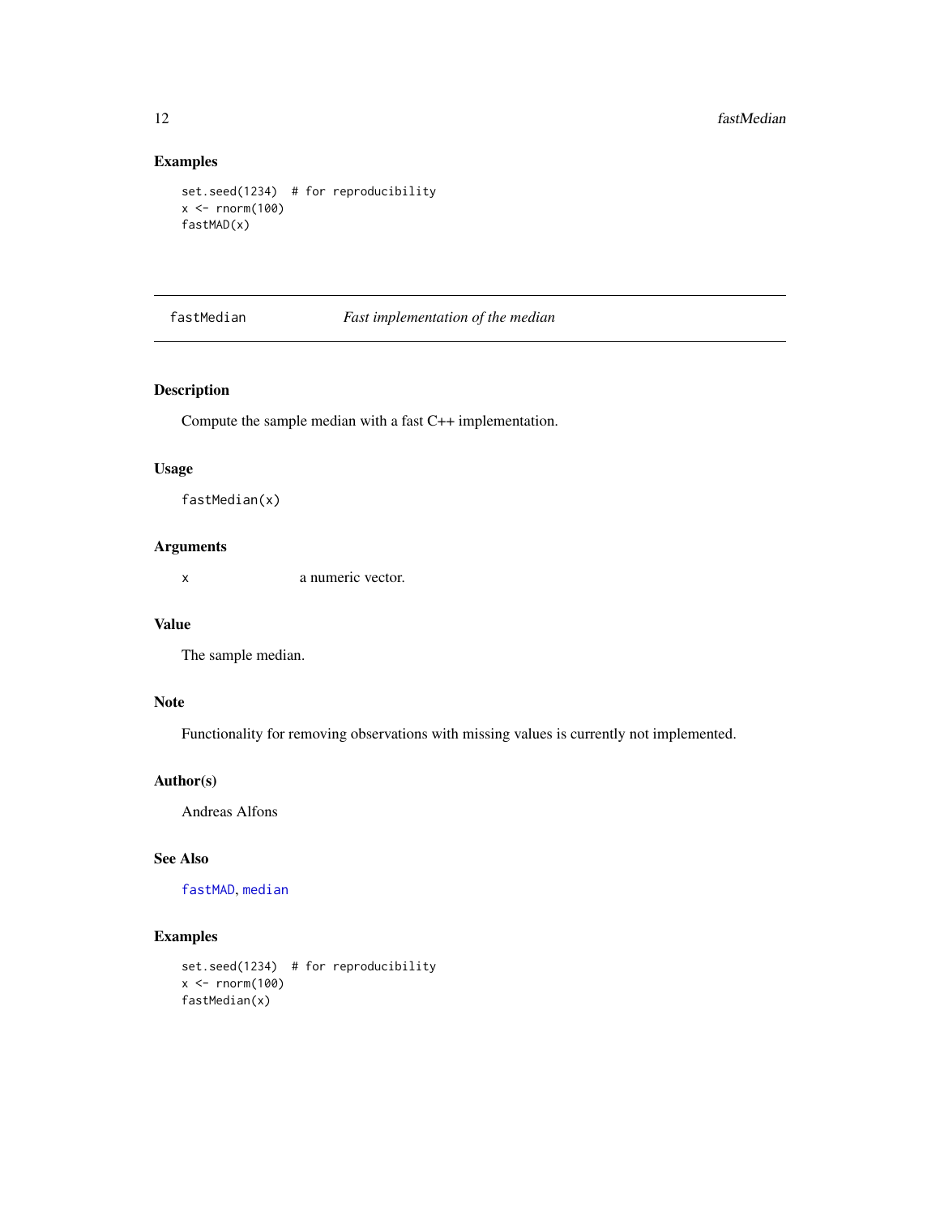## Examples

```
set.seed(1234)  # for reproducibility
x <- rnorm(100)
fastMAD(x)
```

---

# fastMedian &nbsp;&nbsp;&nbsp;&nbsp; *Fast implementation of the median*

---

## Description

Compute the sample median with a fast C++ implementation.

## Usage

```
fastMedian(x)
```

## Arguments

| | |
|---|---|
| x | a numeric vector. |

## Value

The sample median.

## Note

Functionality for removing observations with missing values is currently not implemented.

## Author(s)

Andreas Alfons

## See Also

fastMAD, median

## Examples

```
set.seed(1234)  # for reproducibility
x <- rnorm(100)
fastMedian(x)
```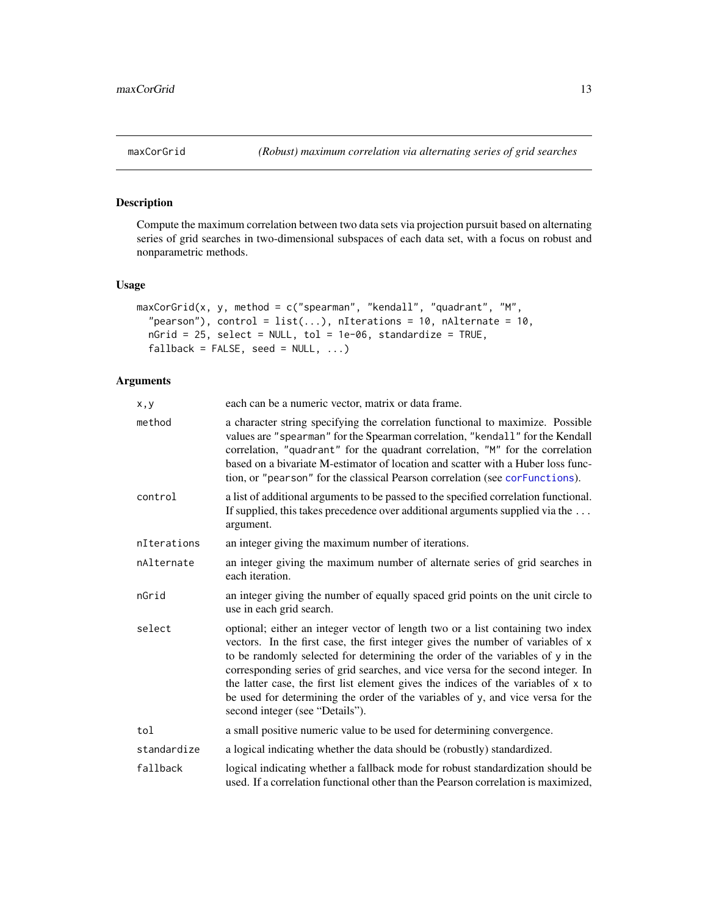maxCorGrid *(Robust) maximum correlation via alternating series of grid searches*

## Description

Compute the maximum correlation between two data sets via projection pursuit based on alternating series of grid searches in two-dimensional subspaces of each data set, with a focus on robust and nonparametric methods.

## Usage

```
maxCorGrid(x, y, method = c("spearman", "kendall", "quadrant", "M",
  "pearson"), control = list(...), nIterations = 10, nAlternate = 10,
  nGrid = 25, select = NULL, tol = 1e-06, standardize = TRUE,
  fallback = FALSE, seed = NULL, ...)
```

## Arguments

| | |
|---|---|
| x,y | each can be a numeric vector, matrix or data frame. |
| method | a character string specifying the correlation functional to maximize. Possible values are "spearman" for the Spearman correlation, "kendall" for the Kendall correlation, "quadrant" for the quadrant correlation, "M" for the correlation based on a bivariate M-estimator of location and scatter with a Huber loss function, or "pearson" for the classical Pearson correlation (see corFunctions). |
| control | a list of additional arguments to be passed to the specified correlation functional. If supplied, this takes precedence over additional arguments supplied via the ... argument. |
| nIterations | an integer giving the maximum number of iterations. |
| nAlternate | an integer giving the maximum number of alternate series of grid searches in each iteration. |
| nGrid | an integer giving the number of equally spaced grid points on the unit circle to use in each grid search. |
| select | optional; either an integer vector of length two or a list containing two index vectors. In the first case, the first integer gives the number of variables of x to be randomly selected for determining the order of the variables of y in the corresponding series of grid searches, and vice versa for the second integer. In the latter case, the first list element gives the indices of the variables of x to be used for determining the order of the variables of y, and vice versa for the second integer (see "Details"). |
| tol | a small positive numeric value to be used for determining convergence. |
| standardize | a logical indicating whether the data should be (robustly) standardized. |
| fallback | logical indicating whether a fallback mode for robust standardization should be used. If a correlation functional other than the Pearson correlation is maximized, |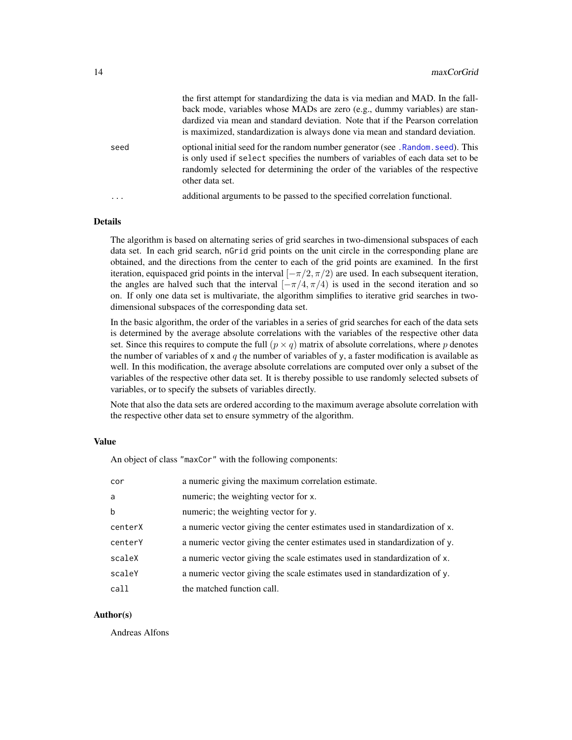the first attempt for standardizing the data is via median and MAD. In the fallback mode, variables whose MADs are zero (e.g., dummy variables) are standardized via mean and standard deviation. Note that if the Pearson correlation is maximized, standardization is always done via mean and standard deviation.

`seed` optional initial seed for the random number generator (see `.Random.seed`). This is only used if `select` specifies the numbers of variables of each data set to be randomly selected for determining the order of the variables of the respective other data set.

`...` additional arguments to be passed to the specified correlation functional.

### Details

The algorithm is based on alternating series of grid searches in two-dimensional subspaces of each data set. In each grid search, `nGrid` grid points on the unit circle in the corresponding plane are obtained, and the directions from the center to each of the grid points are examined. In the first iteration, equispaced grid points in the interval $[-\pi/2, \pi/2)$ are used. In each subsequent iteration, the angles are halved such that the interval $[-\pi/4, \pi/4)$ is used in the second iteration and so on. If only one data set is multivariate, the algorithm simplifies to iterative grid searches in two-dimensional subspaces of the corresponding data set.

In the basic algorithm, the order of the variables in a series of grid searches for each of the data sets is determined by the average absolute correlations with the variables of the respective other data set. Since this requires to compute the full $(p \times q)$ matrix of absolute correlations, where $p$ denotes the number of variables of `x` and $q$ the number of variables of `y`, a faster modification is available as well. In this modification, the average absolute correlations are computed over only a subset of the variables of the respective other data set. It is thereby possible to use randomly selected subsets of variables, or to specify the subsets of variables directly.

Note that also the data sets are ordered according to the maximum average absolute correlation with the respective other data set to ensure symmetry of the algorithm.

### Value

An object of class `"maxCor"` with the following components:

| | |
|---|---|
| `cor` | a numeric giving the maximum correlation estimate. |
| `a` | numeric; the weighting vector for `x`. |
| `b` | numeric; the weighting vector for `y`. |
| `centerX` | a numeric vector giving the center estimates used in standardization of `x`. |
| `centerY` | a numeric vector giving the center estimates used in standardization of `y`. |
| `scaleX` | a numeric vector giving the scale estimates used in standardization of `x`. |
| `scaleY` | a numeric vector giving the scale estimates used in standardization of `y`. |
| `call` | the matched function call. |

### Author(s)

Andreas Alfons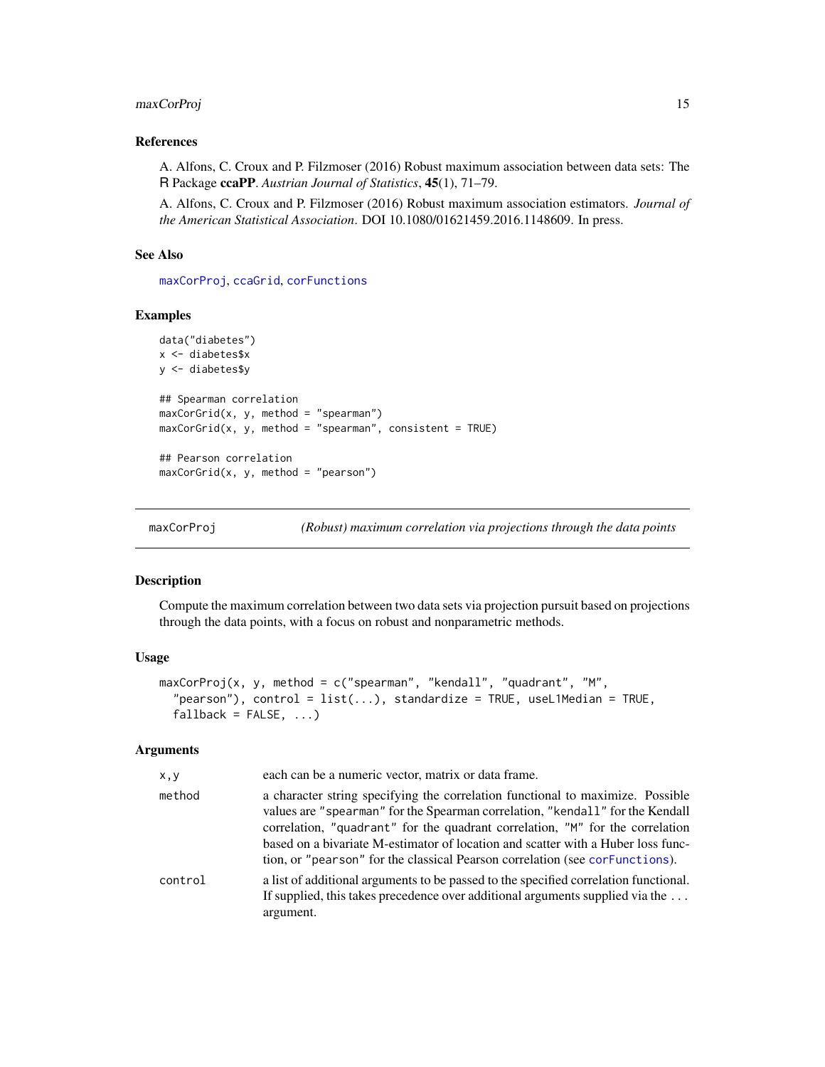### References

A. Alfons, C. Croux and P. Filzmoser (2016) Robust maximum association between data sets: The R Package **ccaPP**. *Austrian Journal of Statistics*, **45**(1), 71–79.

A. Alfons, C. Croux and P. Filzmoser (2016) Robust maximum association estimators. *Journal of the American Statistical Association*. DOI 10.1080/01621459.2016.1148609. In press.

### See Also

maxCorProj, ccaGrid, corFunctions

### Examples

```
data("diabetes")
x <- diabetes$x
y <- diabetes$y

## Spearman correlation
maxCorGrid(x, y, method = "spearman")
maxCorGrid(x, y, method = "spearman", consistent = TRUE)

## Pearson correlation
maxCorGrid(x, y, method = "pearson")
```

---

## maxCorProj — *(Robust) maximum correlation via projections through the data points*

### Description

Compute the maximum correlation between two data sets via projection pursuit based on projections through the data points, with a focus on robust and nonparametric methods.

### Usage

```
maxCorProj(x, y, method = c("spearman", "kendall", "quadrant", "M",
  "pearson"), control = list(...), standardize = TRUE, useL1Median = TRUE,
  fallback = FALSE, ...)
```

### Arguments

| | |
|---|---|
| `x,y` | each can be a numeric vector, matrix or data frame. |
| `method` | a character string specifying the correlation functional to maximize. Possible values are "spearman" for the Spearman correlation, "kendall" for the Kendall correlation, "quadrant" for the quadrant correlation, "M" for the correlation based on a bivariate M-estimator of location and scatter with a Huber loss function, or "pearson" for the classical Pearson correlation (see corFunctions). |
| `control` | a list of additional arguments to be passed to the specified correlation functional. If supplied, this takes precedence over additional arguments supplied via the ... argument. |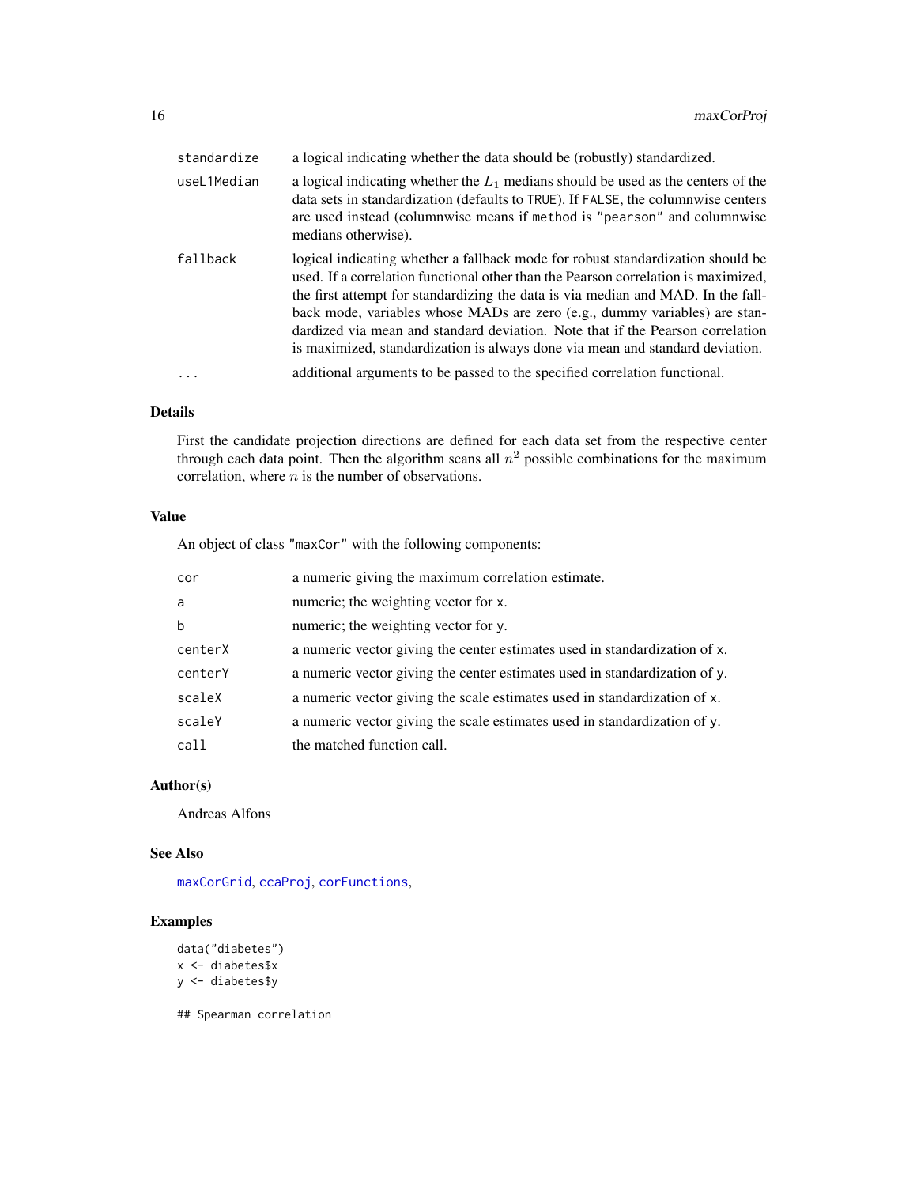| | |
|---|---|
| `standardize` | a logical indicating whether the data should be (robustly) standardized. |
| `useL1Median` | a logical indicating whether the $L_1$ medians should be used as the centers of the data sets in standardization (defaults to `TRUE`). If `FALSE`, the columnwise centers are used instead (columnwise means if `method` is `"pearson"` and columnwise medians otherwise). |
| `fallback` | logical indicating whether a fallback mode for robust standardization should be used. If a correlation functional other than the Pearson correlation is maximized, the first attempt for standardizing the data is via median and MAD. In the fallback mode, variables whose MADs are zero (e.g., dummy variables) are standardized via mean and standard deviation. Note that if the Pearson correlation is maximized, standardization is always done via mean and standard deviation. |
| `...` | additional arguments to be passed to the specified correlation functional. |

## Details

First the candidate projection directions are defined for each data set from the respective center through each data point. Then the algorithm scans all $n^2$ possible combinations for the maximum correlation, where $n$ is the number of observations.

## Value

An object of class `"maxCor"` with the following components:

| | |
|---|---|
| `cor` | a numeric giving the maximum correlation estimate. |
| `a` | numeric; the weighting vector for `x`. |
| `b` | numeric; the weighting vector for `y`. |
| `centerX` | a numeric vector giving the center estimates used in standardization of `x`. |
| `centerY` | a numeric vector giving the center estimates used in standardization of `y`. |
| `scaleX` | a numeric vector giving the scale estimates used in standardization of `x`. |
| `scaleY` | a numeric vector giving the scale estimates used in standardization of `y`. |
| `call` | the matched function call. |

## Author(s)

Andreas Alfons

## See Also

`maxCorGrid`, `ccaProj`, `corFunctions`,

## Examples

```
data("diabetes")
x <- diabetes$x
y <- diabetes$y

## Spearman correlation
```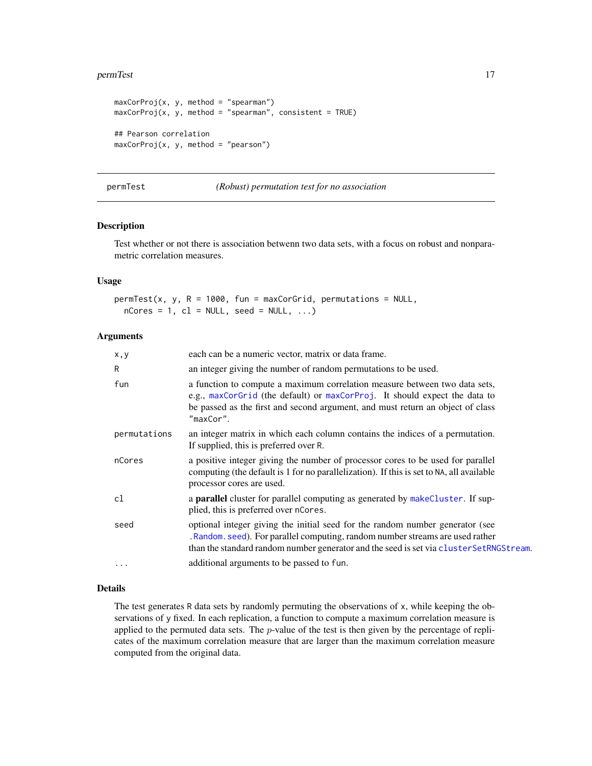```
maxCorProj(x, y, method = "spearman")
maxCorProj(x, y, method = "spearman", consistent = TRUE)

## Pearson correlation
maxCorProj(x, y, method = "pearson")
```

## permTest — *(Robust) permutation test for no association*

### Description

Test whether or not there is association betwenn two data sets, with a focus on robust and nonparametric correlation measures.

### Usage

```
permTest(x, y, R = 1000, fun = maxCorGrid, permutations = NULL,
  nCores = 1, cl = NULL, seed = NULL, ...)
```

### Arguments

| | |
|---|---|
| `x,y` | each can be a numeric vector, matrix or data frame. |
| `R` | an integer giving the number of random permutations to be used. |
| `fun` | a function to compute a maximum correlation measure between two data sets, e.g., `maxCorGrid` (the default) or `maxCorProj`. It should expect the data to be passed as the first and second argument, and must return an object of class `"maxCor"`. |
| `permutations` | an integer matrix in which each column contains the indices of a permutation. If supplied, this is preferred over `R`. |
| `nCores` | a positive integer giving the number of processor cores to be used for parallel computing (the default is 1 for no parallelization). If this is set to `NA`, all available processor cores are used. |
| `cl` | a **parallel** cluster for parallel computing as generated by `makeCluster`. If supplied, this is preferred over `nCores`. |
| `seed` | optional integer giving the initial seed for the random number generator (see `.Random.seed`). For parallel computing, random number streams are used rather than the standard random number generator and the seed is set via `clusterSetRNGStream`. |
| `...` | additional arguments to be passed to `fun`. |

### Details

The test generates `R` data sets by randomly permuting the observations of `x`, while keeping the observations of `y` fixed. In each replication, a function to compute a maximum correlation measure is applied to the permuted data sets. The $p$-value of the test is then given by the percentage of replicates of the maximum correlation measure that are larger than the maximum correlation measure computed from the original data.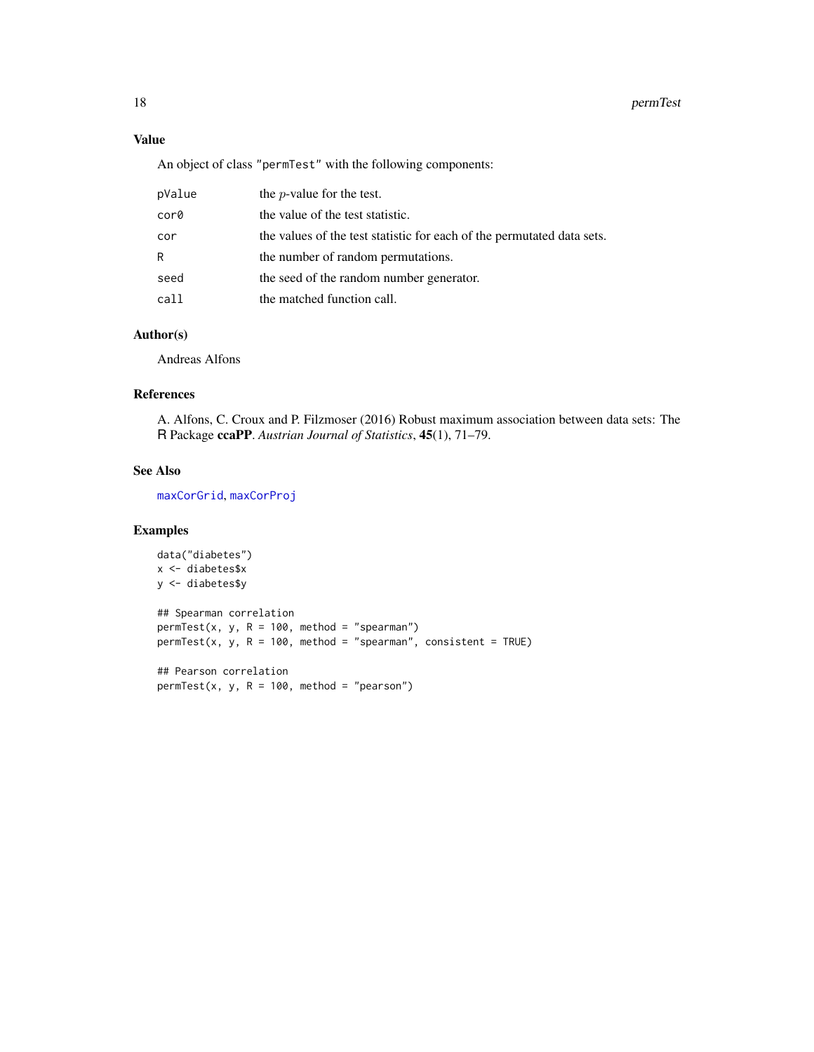## Value

An object of class "permTest" with the following components:

| | |
|---|---|
| pValue | the $p$-value for the test. |
| cor0 | the value of the test statistic. |
| cor | the values of the test statistic for each of the permutated data sets. |
| R | the number of random permutations. |
| seed | the seed of the random number generator. |
| call | the matched function call. |

## Author(s)

Andreas Alfons

## References

A. Alfons, C. Croux and P. Filzmoser (2016) Robust maximum association between data sets: The R Package **ccaPP**. *Austrian Journal of Statistics*, **45**(1), 71–79.

## See Also

maxCorGrid, maxCorProj

## Examples

```
data("diabetes")
x <- diabetes$x
y <- diabetes$y

## Spearman correlation
permTest(x, y, R = 100, method = "spearman")
permTest(x, y, R = 100, method = "spearman", consistent = TRUE)

## Pearson correlation
permTest(x, y, R = 100, method = "pearson")
```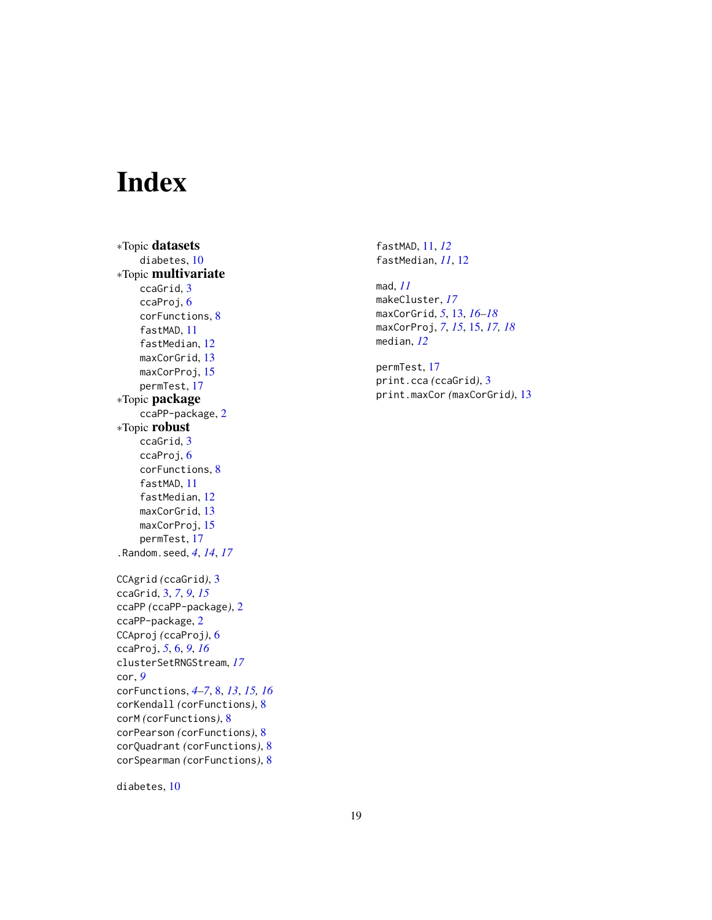# Index

∗Topic **datasets**
  diabetes, 10
∗Topic **multivariate**
  ccaGrid, 3
  ccaProj, 6
  corFunctions, 8
  fastMAD, 11
  fastMedian, 12
  maxCorGrid, 13
  maxCorProj, 15
  permTest, 17
∗Topic **package**
  ccaPP-package, 2
∗Topic **robust**
  ccaGrid, 3
  ccaProj, 6
  corFunctions, 8
  fastMAD, 11
  fastMedian, 12
  maxCorGrid, 13
  maxCorProj, 15
  permTest, 17
.Random.seed, *4*, *14*, *17*

CCAgrid *(*ccaGrid*)*, 3
ccaGrid, 3, *7*, *9*, *15*
ccaPP *(*ccaPP-package*)*, 2
ccaPP-package, 2
CCAproj *(*ccaProj*)*, 6
ccaProj, *5*, 6, *9*, *16*
clusterSetRNGStream, *17*
cor, *9*
corFunctions, *4–7*, 8, *13*, *15, 16*
corKendall *(*corFunctions*)*, 8
corM *(*corFunctions*)*, 8
corPearson *(*corFunctions*)*, 8
corQuadrant *(*corFunctions*)*, 8
corSpearman *(*corFunctions*)*, 8

diabetes, 10

fastMAD, 11, *12*
fastMedian, *11*, 12

mad, *11*
makeCluster, *17*
maxCorGrid, *5*, 13, *16–18*
maxCorProj, *7*, *15*, 15, *17, 18*
median, *12*

permTest, 17
print.cca *(*ccaGrid*)*, 3
print.maxCor *(*maxCorGrid*)*, 13